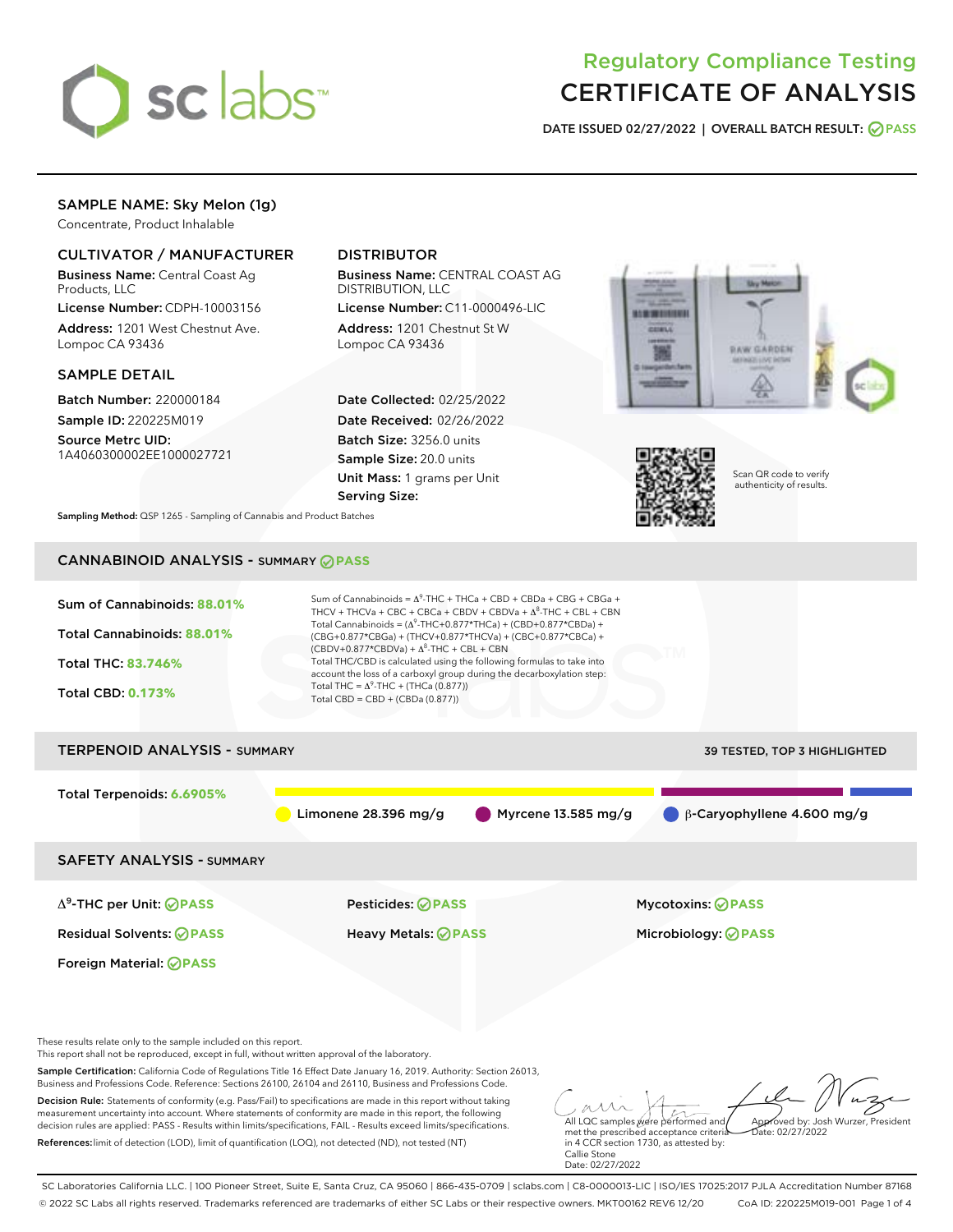# Regulatory Compliance Testing
# CERTIFICATE OF ANALYSIS

**DATE ISSUED** 02/27/2022 | **OVERALL BATCH RESULT:** PASS

## SAMPLE NAME: Sky Melon (1g)

Concentrate, Product Inhalable

### CULTIVATOR / MANUFACTURER

**Business Name:** Central Coast Ag Products, LLC

**License Number:** CDPH-10003156

**Address:** 1201 West Chestnut Ave. Lompoc CA 93436

### DISTRIBUTOR

**Business Name:** CENTRAL COAST AG DISTRIBUTION, LLC

**License Number:** C11-0000496-LIC

**Address:** 1201 Chestnut St W Lompoc CA 93436

### SAMPLE DETAIL

**Batch Number:** 220000184

**Sample ID:** 220225M019

**Source Metrc UID:** 1A4060300002EE1000027721

**Date Collected:** 02/25/2022

**Date Received:** 02/26/2022

**Batch Size:** 3256.0 units

**Sample Size:** 20.0 units

**Unit Mass:** 1 grams per Unit

**Serving Size:**

Scan QR code to verify authenticity of results.

**Sampling Method:** QSP 1265 - Sampling of Cannabis and Product Batches

## CANNABINOID ANALYSIS - SUMMARY PASS

**Sum of Cannabinoids:** 88.01%

**Total Cannabinoids:** 88.01%

**Total THC:** 83.746%

**Total CBD:** 0.173%

Sum of Cannabinoids = $\Delta^9$-THC + THCa + CBD + CBDa + CBG + CBGa + THCV + THCVa + CBC + CBCa + CBDV + CBDVa + $\Delta^8$-THC + CBL + CBN

Total Cannabinoids = ($\Delta^9$-THC+0.877*THCa) + (CBD+0.877*CBDa) + (CBG+0.877*CBGa) + (THCV+0.877*THCVa) + (CBC+0.877*CBCa) + (CBDV+0.877*CBDVa) + $\Delta^8$-THC + CBL + CBN

Total THC/CBD is calculated using the following formulas to take into account the loss of a carboxyl group during the decarboxylation step:

Total THC = $\Delta^9$-THC + (THCa (0.877))

Total CBD = CBD + (CBDa (0.877))

## TERPENOID ANALYSIS - SUMMARY

39 TESTED, TOP 3 HIGHLIGHTED

**Total Terpenoids:** 6.6905%

Limonene 28.396 mg/g | Myrcene 13.585 mg/g | β-Caryophyllene 4.600 mg/g

## SAFETY ANALYSIS - SUMMARY

| | | |
|---|---|---|
| $\Delta^9$-THC per Unit: PASS | Pesticides: PASS | Mycotoxins: PASS |
| Residual Solvents: PASS | Heavy Metals: PASS | Microbiology: PASS |
| Foreign Material: PASS | | |

These results relate only to the sample included on this report.
This report shall not be reproduced, except in full, without written approval of the laboratory.

**Sample Certification:** California Code of Regulations Title 16 Effect Date January 16, 2019. Authority: Section 26013, Business and Professions Code. Reference: Sections 26100, 26104 and 26110, Business and Professions Code.

**Decision Rule:** Statements of conformity (e.g. Pass/Fail) to specifications are made in this report without taking measurement uncertainty into account. Where statements of conformity are made in this report, the following decision rules are applied: PASS - Results within limits/specifications, FAIL - Results exceed limits/specifications.

**References:** limit of detection (LOD), limit of quantification (LOQ), not detected (ND), not tested (NT)

All LQC samples were performed and met the prescribed acceptance criteria in 4 CCR section 1730, as attested by: Callie Stone
Date: 02/27/2022

Approved by: Josh Wurzer, President
Date: 02/27/2022

SC Laboratories California LLC. | 100 Pioneer Street, Suite E, Santa Cruz, CA 95060 | 866-435-0709 | sclabs.com | C8-0000013-LIC | ISO/IES 17025:2017 PJLA Accreditation Number 87168
© 2022 SC Labs all rights reserved. Trademarks referenced are trademarks of either SC Labs or their respective owners. MKT00162 REV6 12/20 CoA ID: 220225M019-001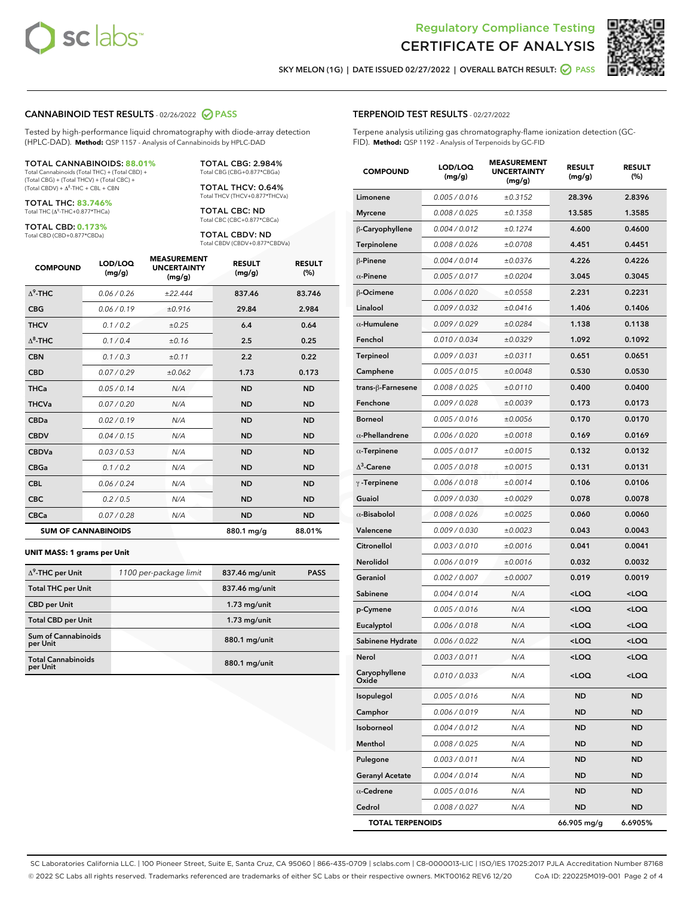Regulatory Compliance Testing

# CERTIFICATE OF ANALYSIS

SKY MELON (1G) | DATE ISSUED 02/27/2022 | OVERALL BATCH RESULT: PASS

## CANNABINOID TEST RESULTS - 02/26/2022 PASS

Tested by high-performance liquid chromatography with diode-array detection (HPLC-DAD). **Method:** QSP 1157 - Analysis of Cannabinoids by HPLC-DAD

**TOTAL CANNABINOIDS: 88.01%**
Total Cannabinoids (Total THC) + (Total CBD) + (Total CBG) + (Total THCV) + (Total CBC) + (Total CBDV) + $\Delta^8$-THC + CBL + CBN

**TOTAL THC: 83.746%**
Total THC ($\Delta^9$-THC+0.877*THCa)

**TOTAL CBD: 0.173%**
Total CBD (CBD+0.877*CBDa)

**TOTAL CBG: 2.984%**
Total CBG (CBG+0.877*CBGa)

**TOTAL THCV: 0.64%**
Total THCV (THCV+0.877*THCVa)

**TOTAL CBC: ND**
Total CBC (CBC+0.877*CBCa)

**TOTAL CBDV: ND**
Total CBDV (CBDV+0.877*CBDVa)

| COMPOUND | LOD/LOQ (mg/g) | MEASUREMENT UNCERTAINTY (mg/g) | RESULT (mg/g) | RESULT (%) |
|---|---|---|---|---|
| $\Delta^9$-THC | 0.06 / 0.26 | ±22.444 | 837.46 | 83.746 |
| CBG | 0.06 / 0.19 | ±0.916 | 29.84 | 2.984 |
| THCV | 0.1 / 0.2 | ±0.25 | 6.4 | 0.64 |
| $\Delta^8$-THC | 0.1 / 0.4 | ±0.16 | 2.5 | 0.25 |
| CBN | 0.1 / 0.3 | ±0.11 | 2.2 | 0.22 |
| CBD | 0.07 / 0.29 | ±0.062 | 1.73 | 0.173 |
| THCa | 0.05 / 0.14 | N/A | ND | ND |
| THCVa | 0.07 / 0.20 | N/A | ND | ND |
| CBDa | 0.02 / 0.19 | N/A | ND | ND |
| CBDV | 0.04 / 0.15 | N/A | ND | ND |
| CBDVa | 0.03 / 0.53 | N/A | ND | ND |
| CBGa | 0.1 / 0.2 | N/A | ND | ND |
| CBL | 0.06 / 0.24 | N/A | ND | ND |
| CBC | 0.2 / 0.5 | N/A | ND | ND |
| CBCa | 0.07 / 0.28 | N/A | ND | ND |
| **SUM OF CANNABINOIDS** | | | 880.1 mg/g | 88.01% |

**UNIT MASS: 1 grams per Unit**

| | | | |
|---|---|---|---|
| $\Delta^9$-THC per Unit | 1100 per-package limit | 837.46 mg/unit | PASS |
| Total THC per Unit | | 837.46 mg/unit | |
| CBD per Unit | | 1.73 mg/unit | |
| Total CBD per Unit | | 1.73 mg/unit | |
| Sum of Cannabinoids per Unit | | 880.1 mg/unit | |
| Total Cannabinoids per Unit | | 880.1 mg/unit | |

## TERPENOID TEST RESULTS - 02/27/2022

Terpene analysis utilizing gas chromatography-flame ionization detection (GC-FID). **Method:** QSP 1192 - Analysis of Terpenoids by GC-FID

| COMPOUND | LOD/LOQ (mg/g) | MEASUREMENT UNCERTAINTY (mg/g) | RESULT (mg/g) | RESULT (%) |
|---|---|---|---|---|
| Limonene | 0.005 / 0.016 | ±0.3152 | 28.396 | 2.8396 |
| Myrcene | 0.008 / 0.025 | ±0.1358 | 13.585 | 1.3585 |
| β-Caryophyllene | 0.004 / 0.012 | ±0.1274 | 4.600 | 0.4600 |
| Terpinolene | 0.008 / 0.026 | ±0.0708 | 4.451 | 0.4451 |
| β-Pinene | 0.004 / 0.014 | ±0.0376 | 4.226 | 0.4226 |
| α-Pinene | 0.005 / 0.017 | ±0.0204 | 3.045 | 0.3045 |
| β-Ocimene | 0.006 / 0.020 | ±0.0558 | 2.231 | 0.2231 |
| Linalool | 0.009 / 0.032 | ±0.0416 | 1.406 | 0.1406 |
| α-Humulene | 0.009 / 0.029 | ±0.0284 | 1.138 | 0.1138 |
| Fenchol | 0.010 / 0.034 | ±0.0329 | 1.092 | 0.1092 |
| Terpineol | 0.009 / 0.031 | ±0.0311 | 0.651 | 0.0651 |
| Camphene | 0.005 / 0.015 | ±0.0048 | 0.530 | 0.0530 |
| trans-β-Farnesene | 0.008 / 0.025 | ±0.0110 | 0.400 | 0.0400 |
| Fenchone | 0.009 / 0.028 | ±0.0039 | 0.173 | 0.0173 |
| Borneol | 0.005 / 0.016 | ±0.0056 | 0.170 | 0.0170 |
| α-Phellandrene | 0.006 / 0.020 | ±0.0018 | 0.169 | 0.0169 |
| α-Terpinene | 0.005 / 0.017 | ±0.0015 | 0.132 | 0.0132 |
| $\Delta^3$-Carene | 0.005 / 0.018 | ±0.0015 | 0.131 | 0.0131 |
| γ-Terpinene | 0.006 / 0.018 | ±0.0014 | 0.106 | 0.0106 |
| Guaiol | 0.009 / 0.030 | ±0.0029 | 0.078 | 0.0078 |
| α-Bisabolol | 0.008 / 0.026 | ±0.0025 | 0.060 | 0.0060 |
| Valencene | 0.009 / 0.030 | ±0.0023 | 0.043 | 0.0043 |
| Citronellol | 0.003 / 0.010 | ±0.0016 | 0.041 | 0.0041 |
| Nerolidol | 0.006 / 0.019 | ±0.0016 | 0.032 | 0.0032 |
| Geraniol | 0.002 / 0.007 | ±0.0007 | 0.019 | 0.0019 |
| Sabinene | 0.004 / 0.014 | N/A | <LOQ | <LOQ |
| p-Cymene | 0.005 / 0.016 | N/A | <LOQ | <LOQ |
| Eucalyptol | 0.006 / 0.018 | N/A | <LOQ | <LOQ |
| Sabinene Hydrate | 0.006 / 0.022 | N/A | <LOQ | <LOQ |
| Nerol | 0.003 / 0.011 | N/A | <LOQ | <LOQ |
| Caryophyllene Oxide | 0.010 / 0.033 | N/A | <LOQ | <LOQ |
| Isopulegol | 0.005 / 0.016 | N/A | ND | ND |
| Camphor | 0.006 / 0.019 | N/A | ND | ND |
| Isoborneol | 0.004 / 0.012 | N/A | ND | ND |
| Menthol | 0.008 / 0.025 | N/A | ND | ND |
| Pulegone | 0.003 / 0.011 | N/A | ND | ND |
| Geranyl Acetate | 0.004 / 0.014 | N/A | ND | ND |
| α-Cedrene | 0.005 / 0.016 | N/A | ND | ND |
| Cedrol | 0.008 / 0.027 | N/A | ND | ND |
| **TOTAL TERPENOIDS** | | | 66.905 mg/g | 6.6905% |

SC Laboratories California LLC. | 100 Pioneer Street, Suite E, Santa Cruz, CA 95060 | 866-435-0709 | sclabs.com | C8-0000013-LIC | ISO/IES 17025:2017 PJLA Accreditation Number 87168
© 2022 SC Labs all rights reserved. Trademarks referenced are trademarks of either SC Labs or their respective owners. MKT00162 REV6 12/20 CoA ID: 220225M019-001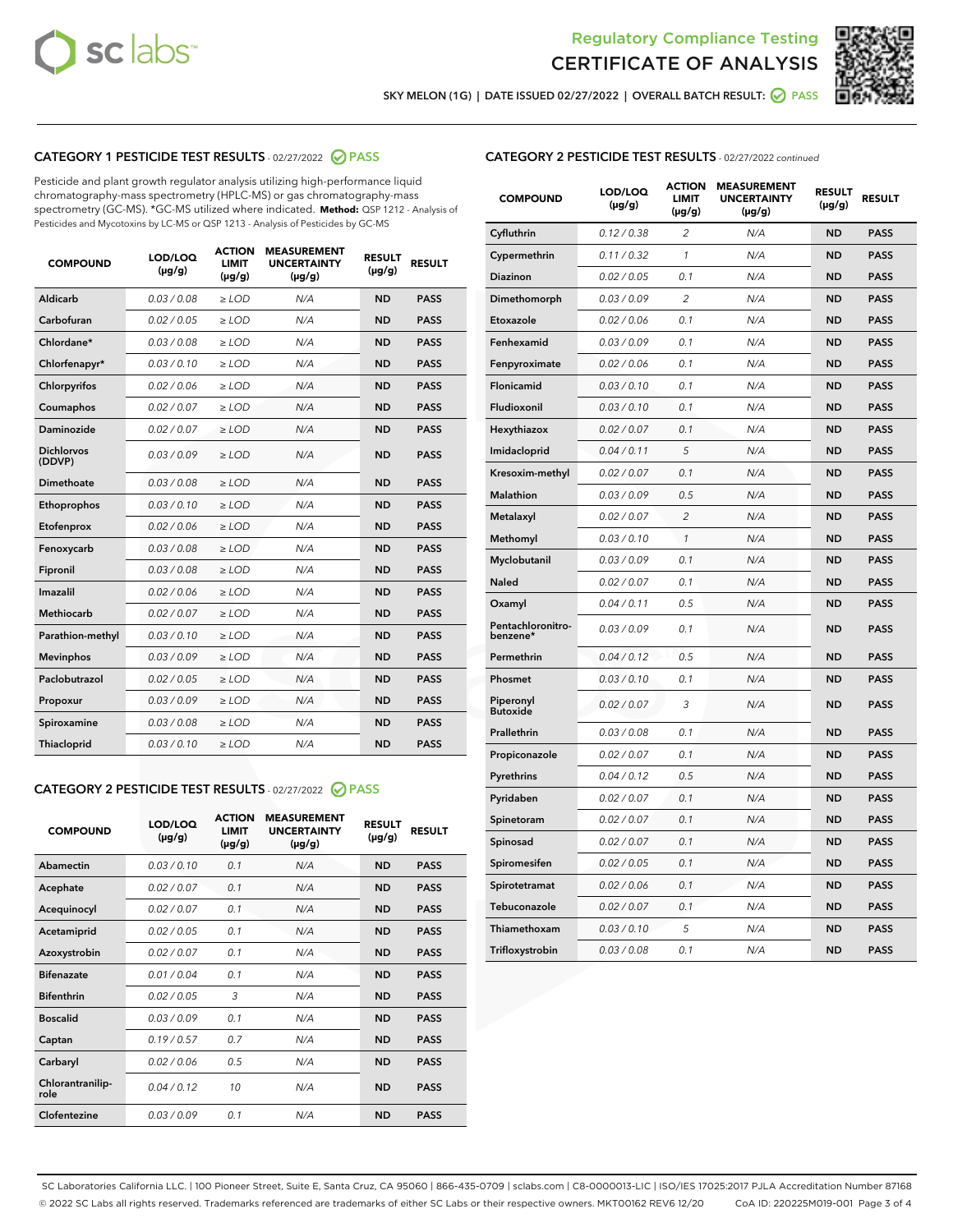# Regulatory Compliance Testing
# CERTIFICATE OF ANALYSIS

SKY MELON (1G) | DATE ISSUED 02/27/2022 | OVERALL BATCH RESULT: PASS

## CATEGORY 1 PESTICIDE TEST RESULTS - 02/27/2022 PASS

Pesticide and plant growth regulator analysis utilizing high-performance liquid chromatography-mass spectrometry (HPLC-MS) or gas chromatography-mass spectrometry (GC-MS). *GC-MS utilized where indicated. **Method:** QSP 1212 - Analysis of Pesticides and Mycotoxins by LC-MS or QSP 1213 - Analysis of Pesticides by GC-MS

| COMPOUND | LOD/LOQ (µg/g) | ACTION LIMIT (µg/g) | MEASUREMENT UNCERTAINTY (µg/g) | RESULT (µg/g) | RESULT |
|---|---|---|---|---|---|
| Aldicarb | 0.03 / 0.08 | ≥ LOD | N/A | ND | PASS |
| Carbofuran | 0.02 / 0.05 | ≥ LOD | N/A | ND | PASS |
| Chlordane* | 0.03 / 0.08 | ≥ LOD | N/A | ND | PASS |
| Chlorfenapyr* | 0.03 / 0.10 | ≥ LOD | N/A | ND | PASS |
| Chlorpyrifos | 0.02 / 0.06 | ≥ LOD | N/A | ND | PASS |
| Coumaphos | 0.02 / 0.07 | ≥ LOD | N/A | ND | PASS |
| Daminozide | 0.02 / 0.07 | ≥ LOD | N/A | ND | PASS |
| Dichlorvos (DDVP) | 0.03 / 0.09 | ≥ LOD | N/A | ND | PASS |
| Dimethoate | 0.03 / 0.08 | ≥ LOD | N/A | ND | PASS |
| Ethoprophos | 0.03 / 0.10 | ≥ LOD | N/A | ND | PASS |
| Etofenprox | 0.02 / 0.06 | ≥ LOD | N/A | ND | PASS |
| Fenoxycarb | 0.03 / 0.08 | ≥ LOD | N/A | ND | PASS |
| Fipronil | 0.03 / 0.08 | ≥ LOD | N/A | ND | PASS |
| Imazalil | 0.02 / 0.06 | ≥ LOD | N/A | ND | PASS |
| Methiocarb | 0.02 / 0.07 | ≥ LOD | N/A | ND | PASS |
| Parathion-methyl | 0.03 / 0.10 | ≥ LOD | N/A | ND | PASS |
| Mevinphos | 0.03 / 0.09 | ≥ LOD | N/A | ND | PASS |
| Paclobutrazol | 0.02 / 0.05 | ≥ LOD | N/A | ND | PASS |
| Propoxur | 0.03 / 0.09 | ≥ LOD | N/A | ND | PASS |
| Spiroxamine | 0.03 / 0.08 | ≥ LOD | N/A | ND | PASS |
| Thiacloprid | 0.03 / 0.10 | ≥ LOD | N/A | ND | PASS |

## CATEGORY 2 PESTICIDE TEST RESULTS - 02/27/2022 PASS

| COMPOUND | LOD/LOQ (µg/g) | ACTION LIMIT (µg/g) | MEASUREMENT UNCERTAINTY (µg/g) | RESULT (µg/g) | RESULT |
|---|---|---|---|---|---|
| Abamectin | 0.03 / 0.10 | 0.1 | N/A | ND | PASS |
| Acephate | 0.02 / 0.07 | 0.1 | N/A | ND | PASS |
| Acequinocyl | 0.02 / 0.07 | 0.1 | N/A | ND | PASS |
| Acetamiprid | 0.02 / 0.05 | 0.1 | N/A | ND | PASS |
| Azoxystrobin | 0.02 / 0.07 | 0.1 | N/A | ND | PASS |
| Bifenazate | 0.01 / 0.04 | 0.1 | N/A | ND | PASS |
| Bifenthrin | 0.02 / 0.05 | 3 | N/A | ND | PASS |
| Boscalid | 0.03 / 0.09 | 0.1 | N/A | ND | PASS |
| Captan | 0.19 / 0.57 | 0.7 | N/A | ND | PASS |
| Carbaryl | 0.02 / 0.06 | 0.5 | N/A | ND | PASS |
| Chlorantraniliprole | 0.04 / 0.12 | 10 | N/A | ND | PASS |
| Clofentezine | 0.03 / 0.09 | 0.1 | N/A | ND | PASS |
| Cyfluthrin | 0.12 / 0.38 | 2 | N/A | ND | PASS |
| Cypermethrin | 0.11 / 0.32 | 1 | N/A | ND | PASS |
| Diazinon | 0.02 / 0.05 | 0.1 | N/A | ND | PASS |
| Dimethomorph | 0.03 / 0.09 | 2 | N/A | ND | PASS |
| Etoxazole | 0.02 / 0.06 | 0.1 | N/A | ND | PASS |
| Fenhexamid | 0.03 / 0.09 | 0.1 | N/A | ND | PASS |
| Fenpyroximate | 0.02 / 0.06 | 0.1 | N/A | ND | PASS |
| Flonicamid | 0.03 / 0.10 | 0.1 | N/A | ND | PASS |
| Fludioxonil | 0.03 / 0.10 | 0.1 | N/A | ND | PASS |
| Hexythiazox | 0.02 / 0.07 | 0.1 | N/A | ND | PASS |
| Imidacloprid | 0.04 / 0.11 | 5 | N/A | ND | PASS |
| Kresoxim-methyl | 0.02 / 0.07 | 0.1 | N/A | ND | PASS |
| Malathion | 0.03 / 0.09 | 0.5 | N/A | ND | PASS |
| Metalaxyl | 0.02 / 0.07 | 2 | N/A | ND | PASS |
| Methomyl | 0.03 / 0.10 | 1 | N/A | ND | PASS |
| Myclobutanil | 0.03 / 0.09 | 0.1 | N/A | ND | PASS |
| Naled | 0.02 / 0.07 | 0.1 | N/A | ND | PASS |
| Oxamyl | 0.04 / 0.11 | 0.5 | N/A | ND | PASS |
| Pentachloronitrobenzene* | 0.03 / 0.09 | 0.1 | N/A | ND | PASS |
| Permethrin | 0.04 / 0.12 | 0.5 | N/A | ND | PASS |
| Phosmet | 0.03 / 0.10 | 0.1 | N/A | ND | PASS |
| Piperonyl Butoxide | 0.02 / 0.07 | 3 | N/A | ND | PASS |
| Prallethrin | 0.03 / 0.08 | 0.1 | N/A | ND | PASS |
| Propiconazole | 0.02 / 0.07 | 0.1 | N/A | ND | PASS |
| Pyrethrins | 0.04 / 0.12 | 0.5 | N/A | ND | PASS |
| Pyridaben | 0.02 / 0.07 | 0.1 | N/A | ND | PASS |
| Spinetoram | 0.02 / 0.07 | 0.1 | N/A | ND | PASS |
| Spinosad | 0.02 / 0.07 | 0.1 | N/A | ND | PASS |
| Spiromesifen | 0.02 / 0.05 | 0.1 | N/A | ND | PASS |
| Spirotetramat | 0.02 / 0.06 | 0.1 | N/A | ND | PASS |
| Tebuconazole | 0.02 / 0.07 | 0.1 | N/A | ND | PASS |
| Thiamethoxam | 0.03 / 0.10 | 5 | N/A | ND | PASS |
| Trifloxystrobin | 0.03 / 0.08 | 0.1 | N/A | ND | PASS |

SC Laboratories California LLC. | 100 Pioneer Street, Suite E, Santa Cruz, CA 95060 | 866-435-0709 | sclabs.com | C8-0000013-LIC | ISO/IES 17025:2017 PJLA Accreditation Number 87168
© 2022 SC Labs all rights reserved. Trademarks referenced are trademarks of either SC Labs or their respective owners. MKT00162 REV6 12/20 CoA ID: 220225M019-001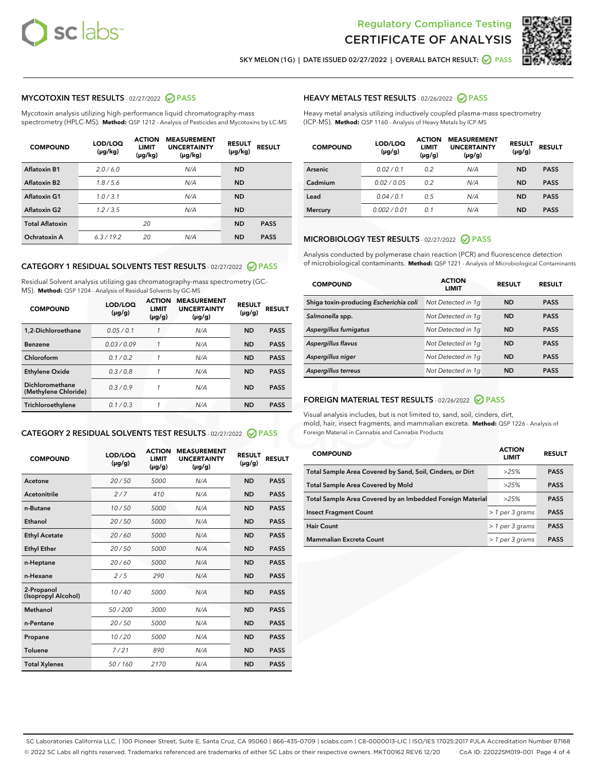Regulatory Compliance Testing

# CERTIFICATE OF ANALYSIS

SKY MELON (1G) | DATE ISSUED 02/27/2022 | OVERALL BATCH RESULT: PASS

## MYCOTOXIN TEST RESULTS - 02/27/2022 PASS

Mycotoxin analysis utilizing high-performance liquid chromatography-mass spectrometry (HPLC-MS). **Method:** QSP 1212 - Analysis of Pesticides and Mycotoxins by LC-MS

| COMPOUND | LOD/LOQ (µg/kg) | ACTION LIMIT (µg/kg) | MEASUREMENT UNCERTAINTY (µg/kg) | RESULT (µg/kg) | RESULT |
|---|---|---|---|---|---|
| Aflatoxin B1 | 2.0 / 6.0 | | N/A | ND | |
| Aflatoxin B2 | 1.8 / 5.6 | | N/A | ND | |
| Aflatoxin G1 | 1.0 / 3.1 | | N/A | ND | |
| Aflatoxin G2 | 1.2 / 3.5 | | N/A | ND | |
| Total Aflatoxin | | 20 | | ND | PASS |
| Ochratoxin A | 6.3 / 19.2 | 20 | N/A | ND | PASS |

## CATEGORY 1 RESIDUAL SOLVENTS TEST RESULTS - 02/27/2022 PASS

Residual Solvent analysis utilizing gas chromatography-mass spectrometry (GC-MS). **Method:** QSP 1204 - Analysis of Residual Solvents by GC-MS

| COMPOUND | LOD/LOQ (µg/g) | ACTION LIMIT (µg/g) | MEASUREMENT UNCERTAINTY (µg/g) | RESULT (µg/g) | RESULT |
|---|---|---|---|---|---|
| 1,2-Dichloroethane | 0.05 / 0.1 | 1 | N/A | ND | PASS |
| Benzene | 0.03 / 0.09 | 1 | N/A | ND | PASS |
| Chloroform | 0.1 / 0.2 | 1 | N/A | ND | PASS |
| Ethylene Oxide | 0.3 / 0.8 | 1 | N/A | ND | PASS |
| Dichloromethane (Methylene Chloride) | 0.3 / 0.9 | 1 | N/A | ND | PASS |
| Trichloroethylene | 0.1 / 0.3 | 1 | N/A | ND | PASS |

## CATEGORY 2 RESIDUAL SOLVENTS TEST RESULTS - 02/27/2022 PASS

| COMPOUND | LOD/LOQ (µg/g) | ACTION LIMIT (µg/g) | MEASUREMENT UNCERTAINTY (µg/g) | RESULT (µg/g) | RESULT |
|---|---|---|---|---|---|
| Acetone | 20 / 50 | 5000 | N/A | ND | PASS |
| Acetonitrile | 2 / 7 | 410 | N/A | ND | PASS |
| n-Butane | 10 / 50 | 5000 | N/A | ND | PASS |
| Ethanol | 20 / 50 | 5000 | N/A | ND | PASS |
| Ethyl Acetate | 20 / 60 | 5000 | N/A | ND | PASS |
| Ethyl Ether | 20 / 50 | 5000 | N/A | ND | PASS |
| n-Heptane | 20 / 60 | 5000 | N/A | ND | PASS |
| n-Hexane | 2 / 5 | 290 | N/A | ND | PASS |
| 2-Propanol (Isopropyl Alcohol) | 10 / 40 | 5000 | N/A | ND | PASS |
| Methanol | 50 / 200 | 3000 | N/A | ND | PASS |
| n-Pentane | 20 / 50 | 5000 | N/A | ND | PASS |
| Propane | 10 / 20 | 5000 | N/A | ND | PASS |
| Toluene | 7 / 21 | 890 | N/A | ND | PASS |
| Total Xylenes | 50 / 160 | 2170 | N/A | ND | PASS |

## HEAVY METALS TEST RESULTS - 02/26/2022 PASS

Heavy metal analysis utilizing inductively coupled plasma-mass spectrometry (ICP-MS). **Method:** QSP 1160 - Analysis of Heavy Metals by ICP-MS

| COMPOUND | LOD/LOQ (µg/g) | ACTION LIMIT (µg/g) | MEASUREMENT UNCERTAINTY (µg/g) | RESULT (µg/g) | RESULT |
|---|---|---|---|---|---|
| Arsenic | 0.02 / 0.1 | 0.2 | N/A | ND | PASS |
| Cadmium | 0.02 / 0.05 | 0.2 | N/A | ND | PASS |
| Lead | 0.04 / 0.1 | 0.5 | N/A | ND | PASS |
| Mercury | 0.002 / 0.01 | 0.1 | N/A | ND | PASS |

## MICROBIOLOGY TEST RESULTS - 02/27/2022 PASS

Analysis conducted by polymerase chain reaction (PCR) and fluorescence detection of microbiological contaminants. **Method:** QSP 1221 - Analysis of Microbiological Contaminants

| COMPOUND | ACTION LIMIT | RESULT | RESULT |
|---|---|---|---|
| Shiga toxin-producing *Escherichia coli* | Not Detected in 1g | ND | PASS |
| *Salmonella* spp. | Not Detected in 1g | ND | PASS |
| *Aspergillus fumigatus* | Not Detected in 1g | ND | PASS |
| *Aspergillus flavus* | Not Detected in 1g | ND | PASS |
| *Aspergillus niger* | Not Detected in 1g | ND | PASS |
| *Aspergillus terreus* | Not Detected in 1g | ND | PASS |

## FOREIGN MATERIAL TEST RESULTS - 02/26/2022 PASS

Visual analysis includes, but is not limited to, sand, soil, cinders, dirt, mold, hair, insect fragments, and mammalian excreta. **Method:** QSP 1226 - Analysis of Foreign Material in Cannabis and Cannabis Products

| COMPOUND | ACTION LIMIT | RESULT |
|---|---|---|
| Total Sample Area Covered by Sand, Soil, Cinders, or Dirt | >25% | PASS |
| Total Sample Area Covered by Mold | >25% | PASS |
| Total Sample Area Covered by an Imbedded Foreign Material | >25% | PASS |
| Insect Fragment Count | > 1 per 3 grams | PASS |
| Hair Count | > 1 per 3 grams | PASS |
| Mammalian Excreta Count | > 1 per 3 grams | PASS |

SC Laboratories California LLC. | 100 Pioneer Street, Suite E, Santa Cruz, CA 95060 | 866-435-0709 | sclabs.com | C8-0000013-LIC | ISO/IES 17025:2017 PJLA Accreditation Number 87168
© 2022 SC Labs all rights reserved. Trademarks referenced are trademarks of either SC Labs or their respective owners. MKT00162 REV6 12/20 CoA ID: 220225M019-001